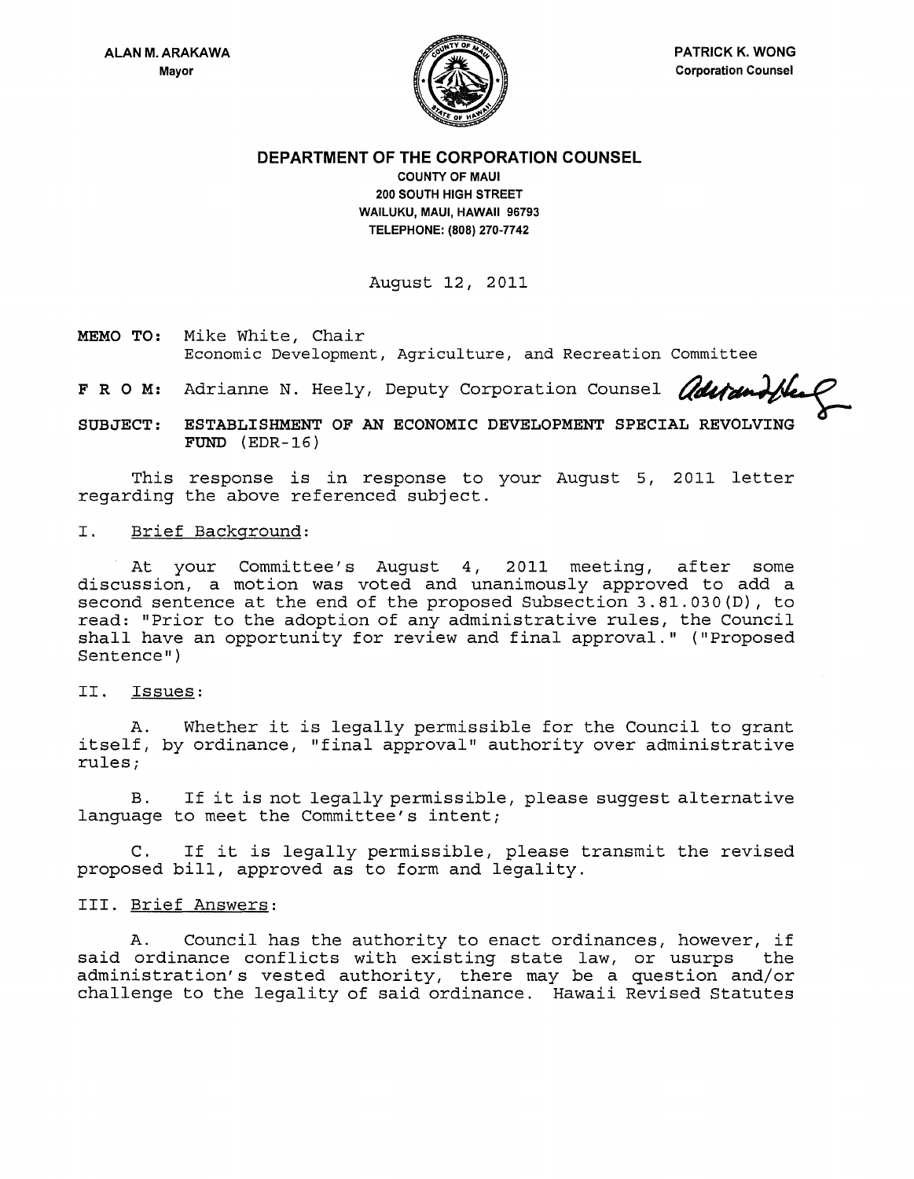ALAN M. ARAKAWA
Mayor

PATRICK K. WONG
Corporation Counsel

**DEPARTMENT OF THE CORPORATION COUNSEL**
COUNTY OF MAUI
200 SOUTH HIGH STREET
WAILUKU, MAUI, HAWAII 96793
TELEPHONE: (808) 270-7742

August 12, 2011

**MEMO TO:** Mike White, Chair
Economic Development, Agriculture, and Recreation Committee

**F R O M:** Adrianne N. Heely, Deputy Corporation Counsel

**SUBJECT: ESTABLISHMENT OF AN ECONOMIC DEVELOPMENT SPECIAL REVOLVING FUND** (EDR-16)

This response is in response to your August 5, 2011 letter regarding the above referenced subject.

I. Brief Background:

At your Committee's August 4, 2011 meeting, after some discussion, a motion was voted and unanimously approved to add a second sentence at the end of the proposed Subsection 3.81.030(D), to read: "Prior to the adoption of any administrative rules, the Council shall have an opportunity for review and final approval." ("Proposed Sentence")

II. Issues:

A. Whether it is legally permissible for the Council to grant itself, by ordinance, "final approval" authority over administrative rules;

B. If it is not legally permissible, please suggest alternative language to meet the Committee's intent;

C. If it is legally permissible, please transmit the revised proposed bill, approved as to form and legality.

III. Brief Answers:

A. Council has the authority to enact ordinances, however, if said ordinance conflicts with existing state law, or usurps the administration's vested authority, there may be a question and/or challenge to the legality of said ordinance. Hawaii Revised Statutes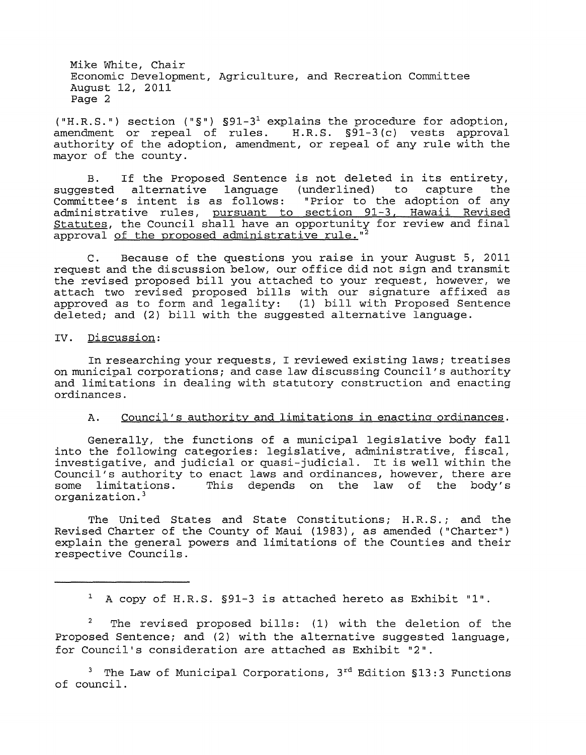("H.R.S.") section ("§") §91-3[1] explains the procedure for adoption, amendment or repeal of rules. H.R.S. §91-3(c) vests approval authority of the adoption, amendment, or repeal of any rule with the mayor of the county.

B. If the Proposed Sentence is not deleted in its entirety, suggested alternative language (underlined) to capture the Committee's intent is as follows: "Prior to the adoption of any administrative rules, <u>pursuant to section 91-3, Hawaii Revised Statutes</u>, the Council shall have an opportunity for review and final approval <u>of the proposed administrative rule</u>."[2]

C. Because of the questions you raise in your August 5, 2011 request and the discussion below, our office did not sign and transmit the revised proposed bill you attached to your request, however, we attach two revised proposed bills with our signature affixed as approved as to form and legality: (1) bill with Proposed Sentence deleted; and (2) bill with the suggested alternative language.

IV. <u>Discussion</u>:

In researching your requests, I reviewed existing laws; treatises on municipal corporations; and case law discussing Council's authority and limitations in dealing with statutory construction and enacting ordinances.

A. <u>Council's authority and limitations in enacting ordinances</u>.

Generally, the functions of a municipal legislative body fall into the following categories: legislative, administrative, fiscal, investigative, and judicial or quasi-judicial. It is well within the Council's authority to enact laws and ordinances, however, there are some limitations. This depends on the law of the body's organization.[3]

The United States and State Constitutions; H.R.S.; and the Revised Charter of the County of Maui (1983), as amended ("Charter") explain the general powers and limitations of the Counties and their respective Councils.

---

[1] A copy of H.R.S. §91-3 is attached hereto as Exhibit "1".

[2] The revised proposed bills: (1) with the deletion of the Proposed Sentence; and (2) with the alternative suggested language, for Council's consideration are attached as Exhibit "2".

[3] The Law of Municipal Corporations, 3rd Edition §13:3 Functions of council.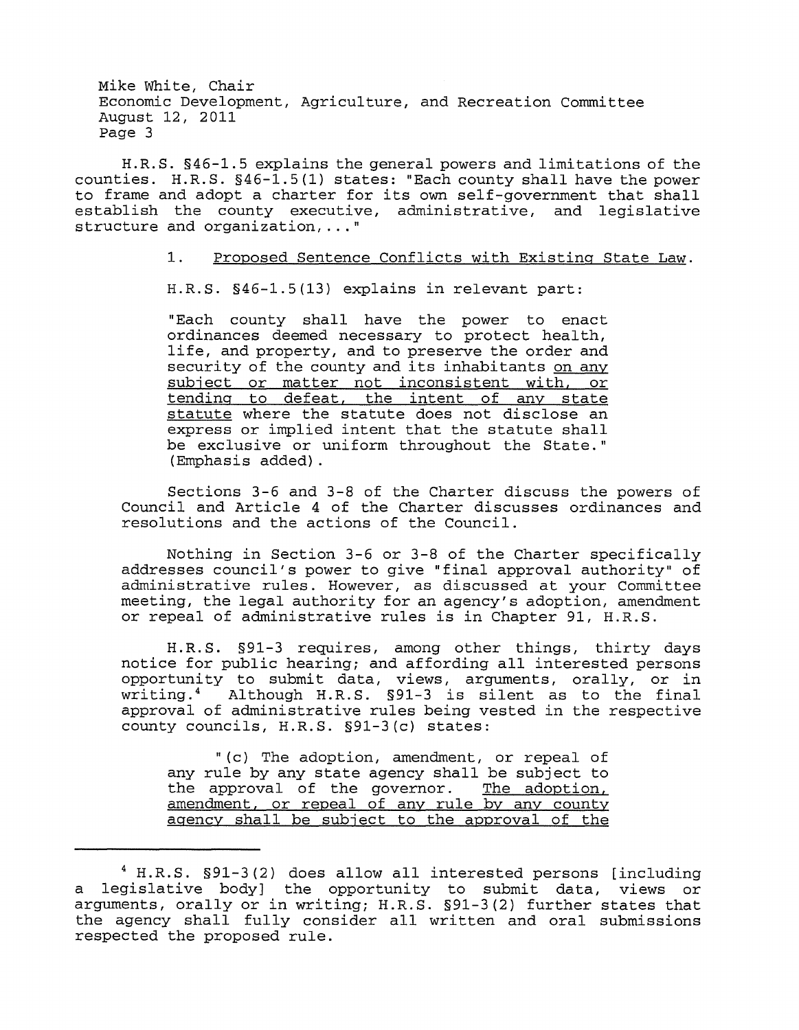H.R.S. §46-1.5 explains the general powers and limitations of the counties. H.R.S. §46-1.5(1) states: "Each county shall have the power to frame and adopt a charter for its own self-government that shall establish the county executive, administrative, and legislative structure and organization,..."

1. <u>Proposed Sentence Conflicts with Existing State Law</u>.

H.R.S. §46-1.5(13) explains in relevant part:

> "Each county shall have the power to enact ordinances deemed necessary to protect health, life, and property, and to preserve the order and security of the county and its inhabitants <u>on any subject or matter not inconsistent with, or tending to defeat, the intent of any state statute</u> where the statute does not disclose an express or implied intent that the statute shall be exclusive or uniform throughout the State." (Emphasis added).

Sections 3-6 and 3-8 of the Charter discuss the powers of Council and Article 4 of the Charter discusses ordinances and resolutions and the actions of the Council.

Nothing in Section 3-6 or 3-8 of the Charter specifically addresses council's power to give "final approval authority" of administrative rules. However, as discussed at your Committee meeting, the legal authority for an agency's adoption, amendment or repeal of administrative rules is in Chapter 91, H.R.S.

H.R.S. §91-3 requires, among other things, thirty days notice for public hearing; and affording all interested persons opportunity to submit data, views, arguments, orally, or in writing.[4] Although H.R.S. §91-3 is silent as to the final approval of administrative rules being vested in the respective county councils, H.R.S. §91-3(c) states:

> "(c) The adoption, amendment, or repeal of any rule by any state agency shall be subject to the approval of the governor. <u>The adoption, amendment, or repeal of any rule by any county agency shall be subject to the approval of the</u>

---

[4] H.R.S. §91-3(2) does allow all interested persons [including a legislative body] the opportunity to submit data, views or arguments, orally or in writing; H.R.S. §91-3(2) further states that the agency shall fully consider all written and oral submissions respected the proposed rule.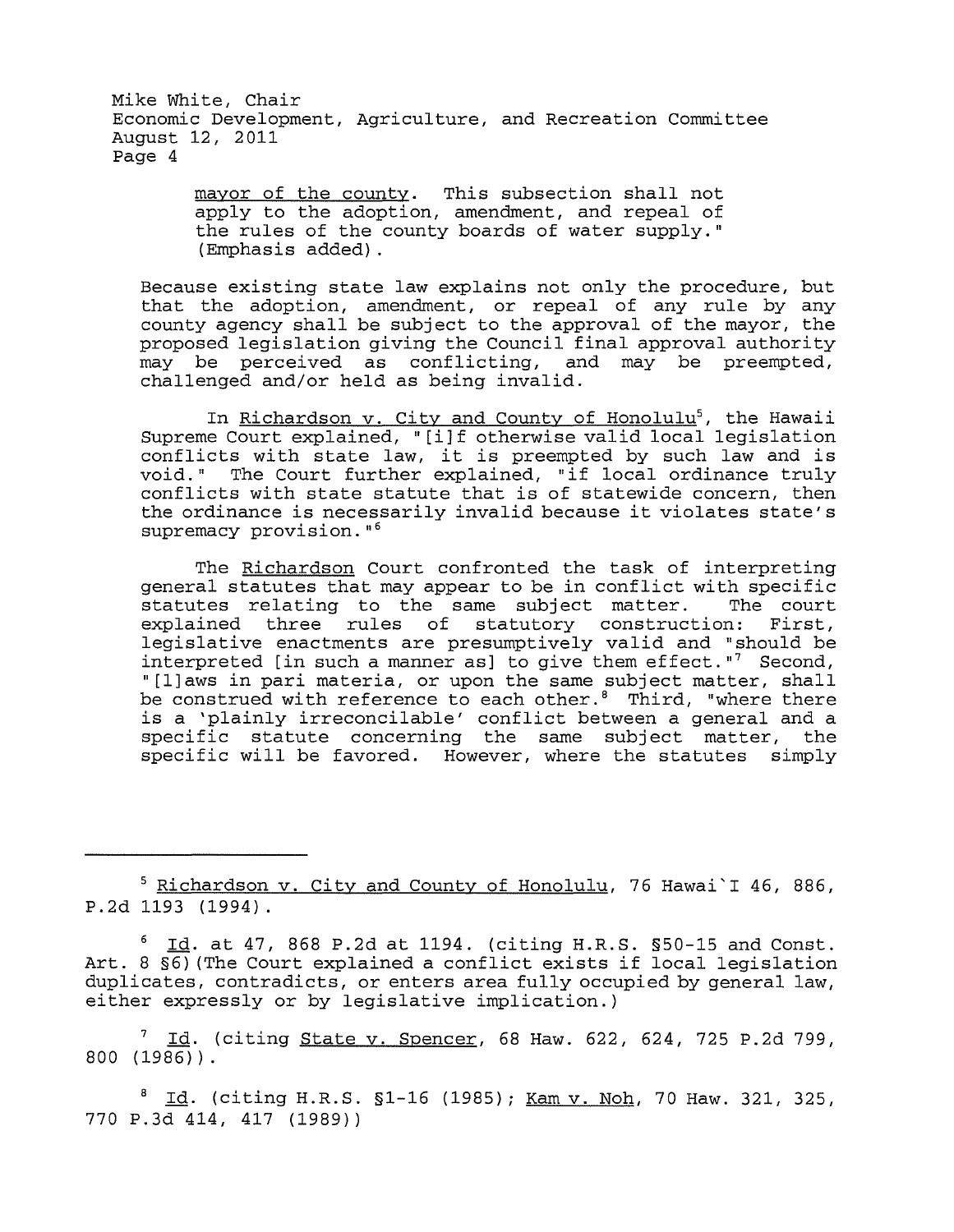mayor of the county. This subsection shall not apply to the adoption, amendment, and repeal of the rules of the county boards of water supply." (Emphasis added).

Because existing state law explains not only the procedure, but that the adoption, amendment, or repeal of any rule by any county agency shall be subject to the approval of the mayor, the proposed legislation giving the Council final approval authority may be perceived as conflicting, and may be preempted, challenged and/or held as being invalid.

In Richardson v. City and County of Honolulu[5], the Hawaii Supreme Court explained, "[i]f otherwise valid local legislation conflicts with state law, it is preempted by such law and is void." The Court further explained, "if local ordinance truly conflicts with state statute that is of statewide concern, then the ordinance is necessarily invalid because it violates state's supremacy provision."[6]

The Richardson Court confronted the task of interpreting general statutes that may appear to be in conflict with specific statutes relating to the same subject matter. The court explained three rules of statutory construction: First, legislative enactments are presumptively valid and "should be interpreted [in such a manner as] to give them effect."[7] Second, "[l]aws in pari materia, or upon the same subject matter, shall be construed with reference to each other.[8] Third, "where there is a 'plainly irreconcilable' conflict between a general and a specific statute concerning the same subject matter, the specific will be favored. However, where the statutes simply

---

[5] Richardson v. City and County of Honolulu, 76 Hawai`I 46, 886, P.2d 1193 (1994).

[6] Id. at 47, 868 P.2d at 1194. (citing H.R.S. §50-15 and Const. Art. 8 §6)(The Court explained a conflict exists if local legislation duplicates, contradicts, or enters area fully occupied by general law, either expressly or by legislative implication.)

[7] Id. (citing State v. Spencer, 68 Haw. 622, 624, 725 P.2d 799, 800 (1986)).

[8] Id. (citing H.R.S. §1-16 (1985); Kam v. Noh, 70 Haw. 321, 325, 770 P.3d 414, 417 (1989))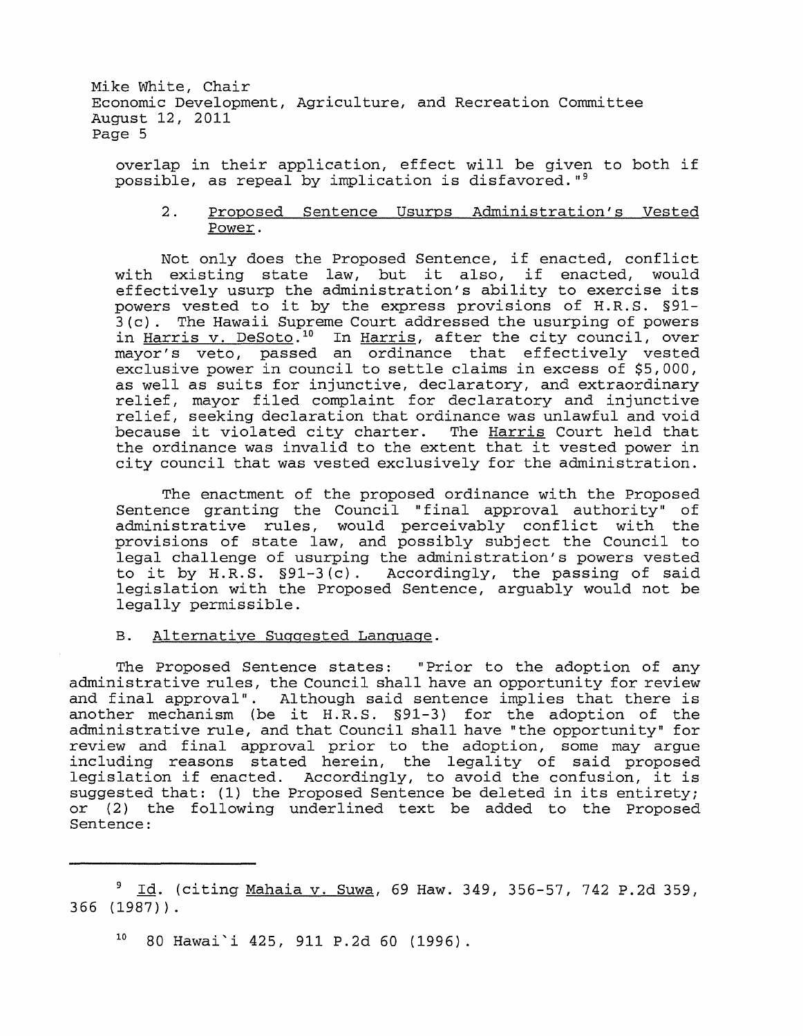overlap in their application, effect will be given to both if possible, as repeal by implication is disfavored."[9]

2. Proposed Sentence Usurps Administration's Vested Power.

Not only does the Proposed Sentence, if enacted, conflict with existing state law, but it also, if enacted, would effectively usurp the administration's ability to exercise its powers vested to it by the express provisions of H.R.S. §91-3(c). The Hawaii Supreme Court addressed the usurping of powers in Harris v. DeSoto.[10] In Harris, after the city council, over mayor's veto, passed an ordinance that effectively vested exclusive power in council to settle claims in excess of $5,000, as well as suits for injunctive, declaratory, and extraordinary relief, mayor filed complaint for declaratory and injunctive relief, seeking declaration that ordinance was unlawful and void because it violated city charter. The Harris Court held that the ordinance was invalid to the extent that it vested power in city council that was vested exclusively for the administration.

The enactment of the proposed ordinance with the Proposed Sentence granting the Council "final approval authority" of administrative rules, would perceivably conflict with the provisions of state law, and possibly subject the Council to legal challenge of usurping the administration's powers vested to it by H.R.S. §91-3(c). Accordingly, the passing of said legislation with the Proposed Sentence, arguably would not be legally permissible.

B. Alternative Suggested Language.

The Proposed Sentence states: "Prior to the adoption of any administrative rules, the Council shall have an opportunity for review and final approval". Although said sentence implies that there is another mechanism (be it H.R.S. §91-3) for the adoption of the administrative rule, and that Council shall have "the opportunity" for review and final approval prior to the adoption, some may argue including reasons stated herein, the legality of said proposed legislation if enacted. Accordingly, to avoid the confusion, it is suggested that: (1) the Proposed Sentence be deleted in its entirety; or (2) the following underlined text be added to the Proposed Sentence:

---

[9] Id. (citing Mahaia v. Suwa, 69 Haw. 349, 356-57, 742 P.2d 359, 366 (1987)).

[10] 80 Hawai`i 425, 911 P.2d 60 (1996).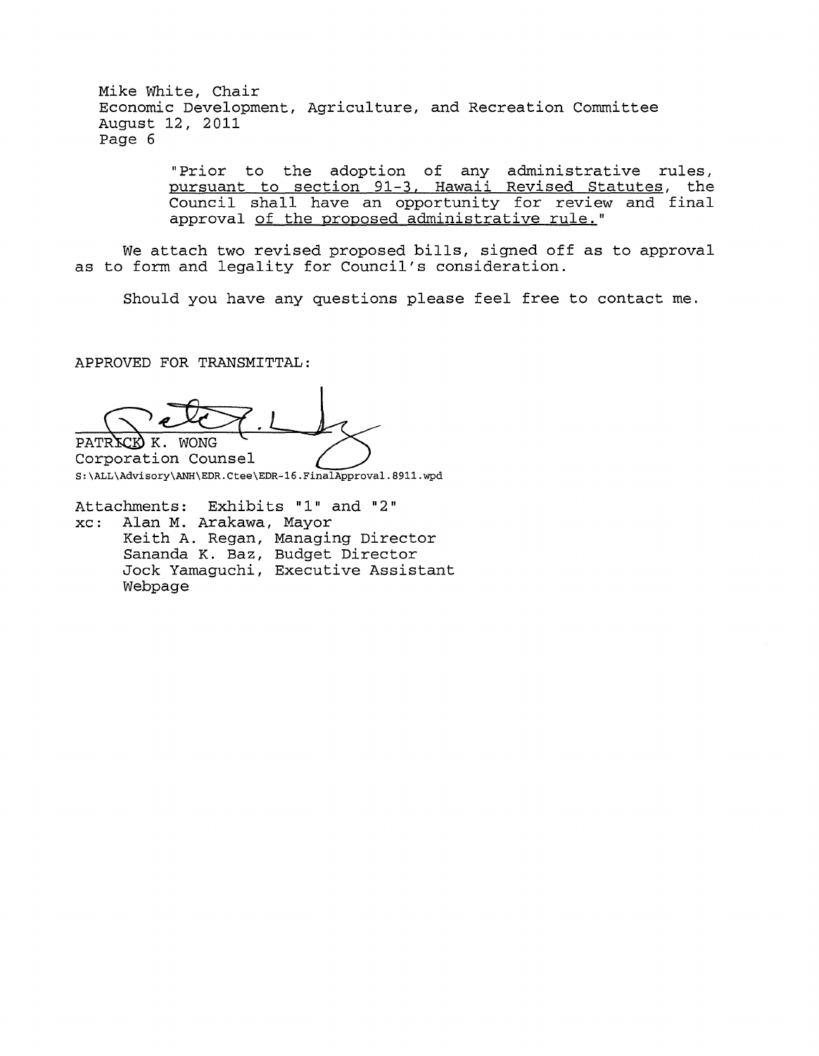> "Prior to the adoption of any administrative rules, <u>pursuant to section 91-3, Hawaii Revised Statutes</u>, the Council shall have an opportunity for review and final approval <u>of the proposed administrative rule.</u>"

We attach two revised proposed bills, signed off as to approval as to form and legality for Council's consideration.

Should you have any questions please feel free to contact me.

APPROVED FOR TRANSMITTAL:

PATRICK K. WONG
Corporation Counsel

S:\ALL\Advisory\ANH\EDR.Ctee\EDR-16.FinalApproval.8911.wpd

Attachments: Exhibits "1" and "2"

xc: Alan M. Arakawa, Mayor
Keith A. Regan, Managing Director
Sananda K. Baz, Budget Director
Jock Yamaguchi, Executive Assistant
Webpage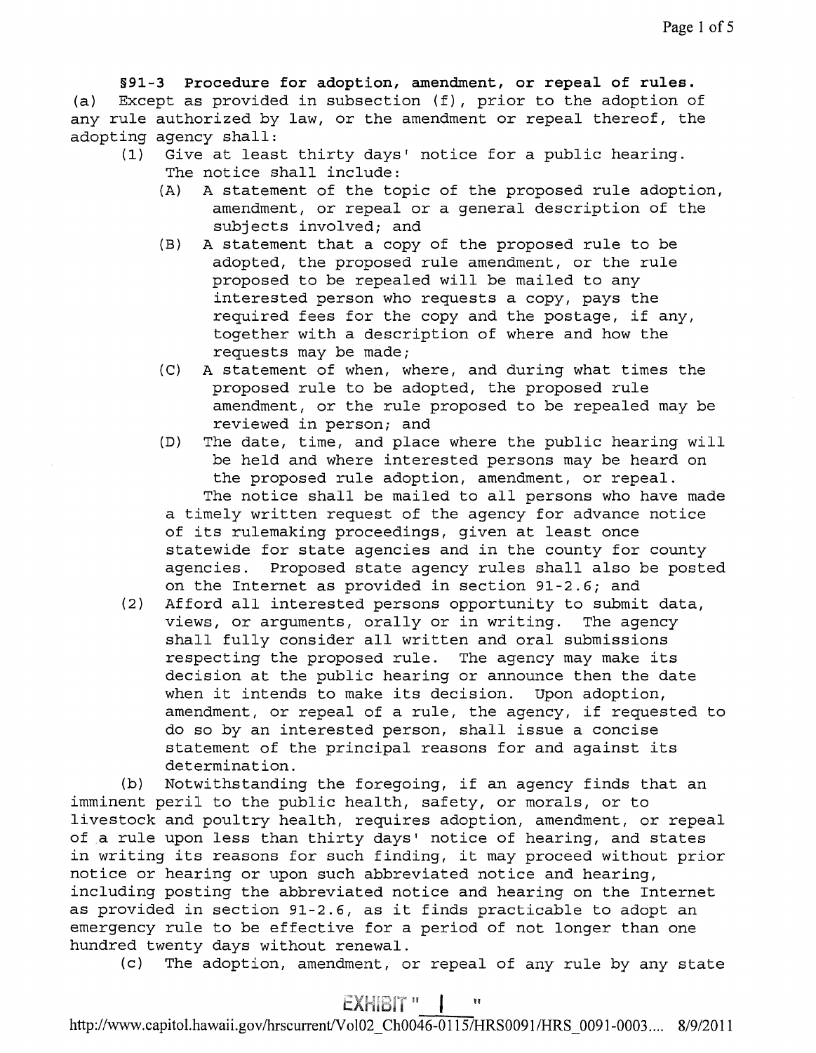**§91-3 Procedure for adoption, amendment, or repeal of rules.** (a) Except as provided in subsection (f), prior to the adoption of any rule authorized by law, or the amendment or repeal thereof, the adopting agency shall:

(1) Give at least thirty days' notice for a public hearing. The notice shall include:

(A) A statement of the topic of the proposed rule adoption, amendment, or repeal or a general description of the subjects involved; and

(B) A statement that a copy of the proposed rule to be adopted, the proposed rule amendment, or the rule proposed to be repealed will be mailed to any interested person who requests a copy, pays the required fees for the copy and the postage, if any, together with a description of where and how the requests may be made;

(C) A statement of when, where, and during what times the proposed rule to be adopted, the proposed rule amendment, or the rule proposed to be repealed may be reviewed in person; and

(D) The date, time, and place where the public hearing will be held and where interested persons may be heard on the proposed rule adoption, amendment, or repeal.

The notice shall be mailed to all persons who have made a timely written request of the agency for advance notice of its rulemaking proceedings, given at least once statewide for state agencies and in the county for county agencies. Proposed state agency rules shall also be posted on the Internet as provided in section 91-2.6; and

(2) Afford all interested persons opportunity to submit data, views, or arguments, orally or in writing. The agency shall fully consider all written and oral submissions respecting the proposed rule. The agency may make its decision at the public hearing or announce then the date when it intends to make its decision. Upon adoption, amendment, or repeal of a rule, the agency, if requested to do so by an interested person, shall issue a concise statement of the principal reasons for and against its determination.

(b) Notwithstanding the foregoing, if an agency finds that an imminent peril to the public health, safety, or morals, or to livestock and poultry health, requires adoption, amendment, or repeal of a rule upon less than thirty days' notice of hearing, and states in writing its reasons for such finding, it may proceed without prior notice or hearing or upon such abbreviated notice and hearing, including posting the abbreviated notice and hearing on the Internet as provided in section 91-2.6, as it finds practicable to adopt an emergency rule to be effective for a period of not longer than one hundred twenty days without renewal.

(c) The adoption, amendment, or repeal of any rule by any state

EXHIBIT " 1 "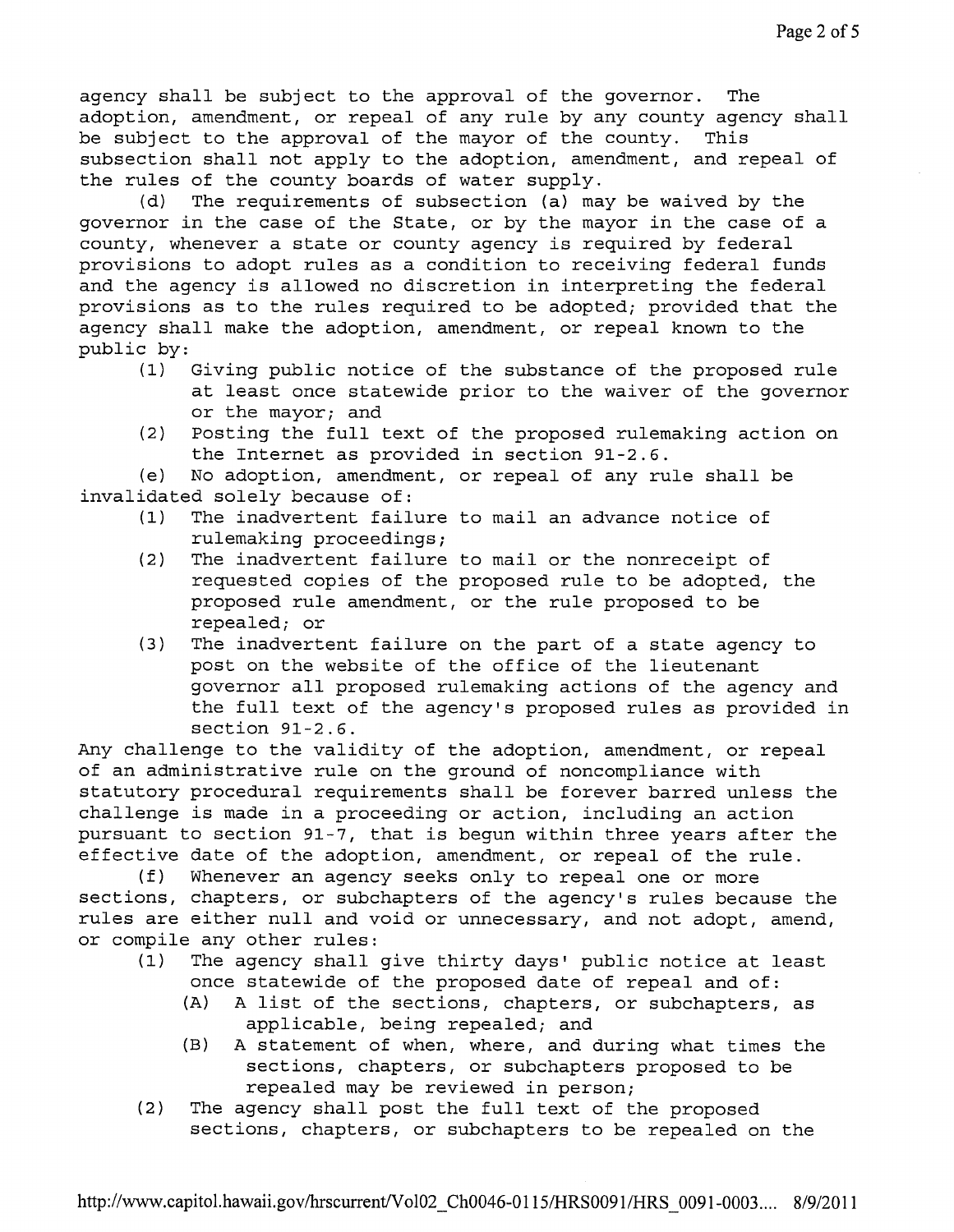agency shall be subject to the approval of the governor. The adoption, amendment, or repeal of any rule by any county agency shall be subject to the approval of the mayor of the county. This subsection shall not apply to the adoption, amendment, and repeal of the rules of the county boards of water supply.

(d) The requirements of subsection (a) may be waived by the governor in the case of the State, or by the mayor in the case of a county, whenever a state or county agency is required by federal provisions to adopt rules as a condition to receiving federal funds and the agency is allowed no discretion in interpreting the federal provisions as to the rules required to be adopted; provided that the agency shall make the adoption, amendment, or repeal known to the public by:

(1) Giving public notice of the substance of the proposed rule at least once statewide prior to the waiver of the governor or the mayor; and

(2) Posting the full text of the proposed rulemaking action on the Internet as provided in section 91-2.6.

(e) No adoption, amendment, or repeal of any rule shall be invalidated solely because of:

(1) The inadvertent failure to mail an advance notice of rulemaking proceedings;

(2) The inadvertent failure to mail or the nonreceipt of requested copies of the proposed rule to be adopted, the proposed rule amendment, or the rule proposed to be repealed; or

(3) The inadvertent failure on the part of a state agency to post on the website of the office of the lieutenant governor all proposed rulemaking actions of the agency and the full text of the agency's proposed rules as provided in section 91-2.6.

Any challenge to the validity of the adoption, amendment, or repeal of an administrative rule on the ground of noncompliance with statutory procedural requirements shall be forever barred unless the challenge is made in a proceeding or action, including an action pursuant to section 91-7, that is begun within three years after the effective date of the adoption, amendment, or repeal of the rule.

(f) Whenever an agency seeks only to repeal one or more sections, chapters, or subchapters of the agency's rules because the rules are either null and void or unnecessary, and not adopt, amend, or compile any other rules:

(1) The agency shall give thirty days' public notice at least once statewide of the proposed date of repeal and of:

   (A) A list of the sections, chapters, or subchapters, as applicable, being repealed; and

   (B) A statement of when, where, and during what times the sections, chapters, or subchapters proposed to be repealed may be reviewed in person;

(2) The agency shall post the full text of the proposed sections, chapters, or subchapters to be repealed on the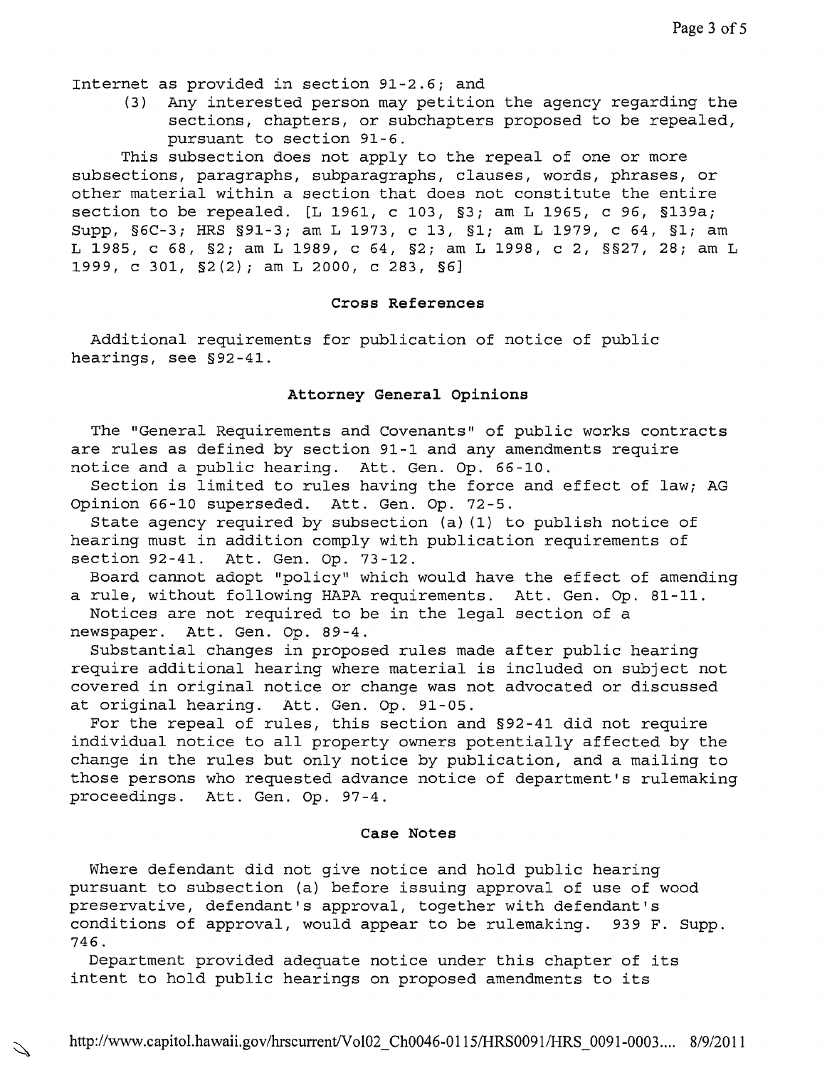Internet as provided in section 91-2.6; and

(3) Any interested person may petition the agency regarding the sections, chapters, or subchapters proposed to be repealed, pursuant to section 91-6.

This subsection does not apply to the repeal of one or more subsections, paragraphs, subparagraphs, clauses, words, phrases, or other material within a section that does not constitute the entire section to be repealed. [L 1961, c 103, §3; am L 1965, c 96, §139a; Supp, §6C-3; HRS §91-3; am L 1973, c 13, §1; am L 1979, c 64, §1; am L 1985, c 68, §2; am L 1989, c 64, §2; am L 1998, c 2, §§27, 28; am L 1999, c 301, §2(2); am L 2000, c 283, §6]

### Cross References

Additional requirements for publication of notice of public hearings, see §92-41.

### Attorney General Opinions

The "General Requirements and Covenants" of public works contracts are rules as defined by section 91-1 and any amendments require notice and a public hearing. Att. Gen. Op. 66-10.

Section is limited to rules having the force and effect of law; AG Opinion 66-10 superseded. Att. Gen. Op. 72-5.

State agency required by subsection (a)(1) to publish notice of hearing must in addition comply with publication requirements of section 92-41. Att. Gen. Op. 73-12.

Board cannot adopt "policy" which would have the effect of amending a rule, without following HAPA requirements. Att. Gen. Op. 81-11.

Notices are not required to be in the legal section of a newspaper. Att. Gen. Op. 89-4.

Substantial changes in proposed rules made after public hearing require additional hearing where material is included on subject not covered in original notice or change was not advocated or discussed at original hearing. Att. Gen. Op. 91-05.

For the repeal of rules, this section and §92-41 did not require individual notice to all property owners potentially affected by the change in the rules but only notice by publication, and a mailing to those persons who requested advance notice of department's rulemaking proceedings. Att. Gen. Op. 97-4.

### Case Notes

Where defendant did not give notice and hold public hearing pursuant to subsection (a) before issuing approval of use of wood preservative, defendant's approval, together with defendant's conditions of approval, would appear to be rulemaking. 939 F. Supp. 746.

Department provided adequate notice under this chapter of its intent to hold public hearings on proposed amendments to its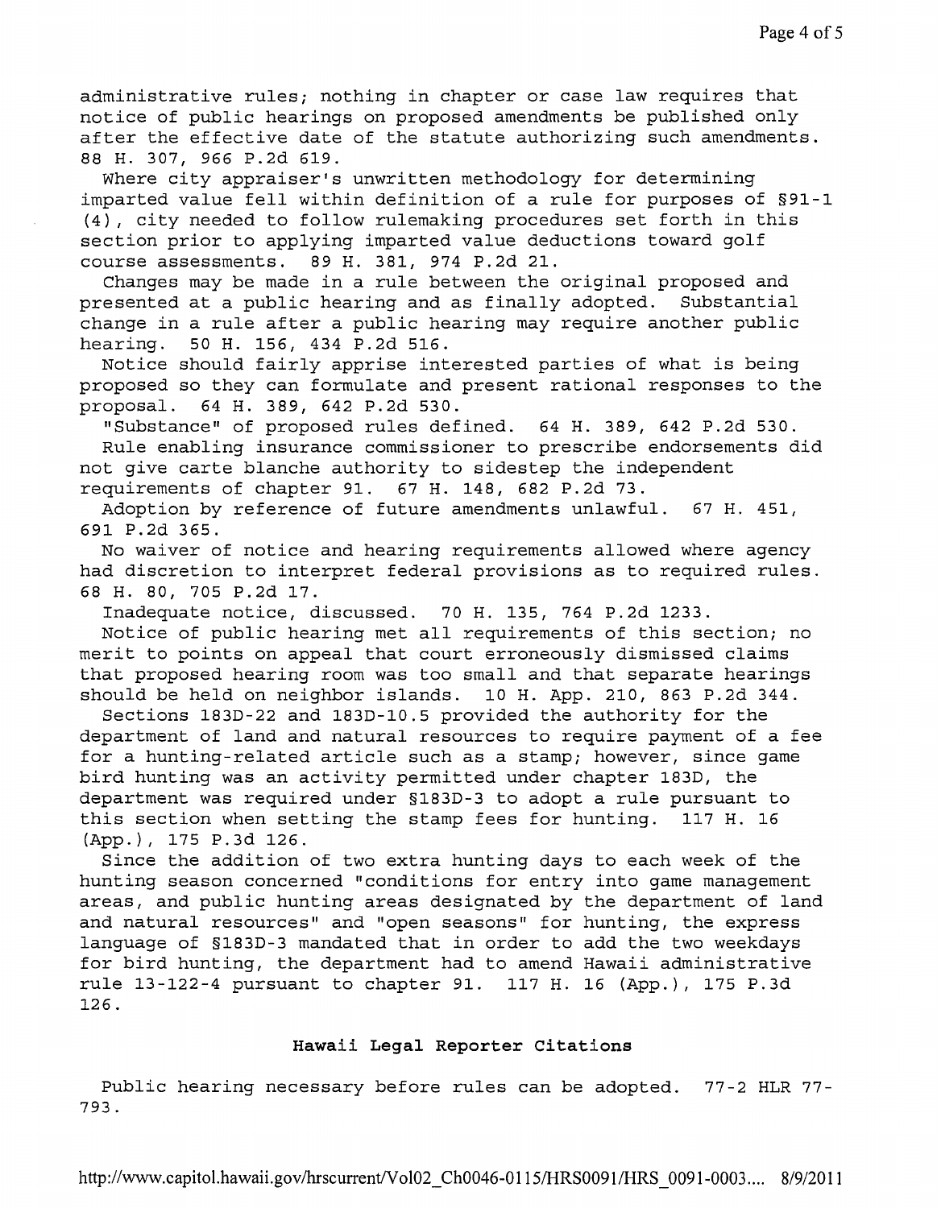administrative rules; nothing in chapter or case law requires that notice of public hearings on proposed amendments be published only after the effective date of the statute authorizing such amendments. 88 H. 307, 966 P.2d 619.

Where city appraiser's unwritten methodology for determining imparted value fell within definition of a rule for purposes of §91-1 (4), city needed to follow rulemaking procedures set forth in this section prior to applying imparted value deductions toward golf course assessments. 89 H. 381, 974 P.2d 21.

Changes may be made in a rule between the original proposed and presented at a public hearing and as finally adopted. Substantial change in a rule after a public hearing may require another public hearing. 50 H. 156, 434 P.2d 516.

Notice should fairly apprise interested parties of what is being proposed so they can formulate and present rational responses to the proposal. 64 H. 389, 642 P.2d 530.

"Substance" of proposed rules defined. 64 H. 389, 642 P.2d 530.

Rule enabling insurance commissioner to prescribe endorsements did not give carte blanche authority to sidestep the independent requirements of chapter 91. 67 H. 148, 682 P.2d 73.

Adoption by reference of future amendments unlawful. 67 H. 451, 691 P.2d 365.

No waiver of notice and hearing requirements allowed where agency had discretion to interpret federal provisions as to required rules. 68 H. 80, 705 P.2d 17.

Inadequate notice, discussed. 70 H. 135, 764 P.2d 1233.

Notice of public hearing met all requirements of this section; no merit to points on appeal that court erroneously dismissed claims that proposed hearing room was too small and that separate hearings should be held on neighbor islands. 10 H. App. 210, 863 P.2d 344.

Sections 183D-22 and 183D-10.5 provided the authority for the department of land and natural resources to require payment of a fee for a hunting-related article such as a stamp; however, since game bird hunting was an activity permitted under chapter 183D, the department was required under §183D-3 to adopt a rule pursuant to this section when setting the stamp fees for hunting. 117 H. 16 (App.), 175 P.3d 126.

Since the addition of two extra hunting days to each week of the hunting season concerned "conditions for entry into game management areas, and public hunting areas designated by the department of land and natural resources" and "open seasons" for hunting, the express language of §183D-3 mandated that in order to add the two weekdays for bird hunting, the department had to amend Hawaii administrative rule 13-122-4 pursuant to chapter 91. 117 H. 16 (App.), 175 P.3d 126.

### Hawaii Legal Reporter Citations

Public hearing necessary before rules can be adopted. 77-2 HLR 77-793.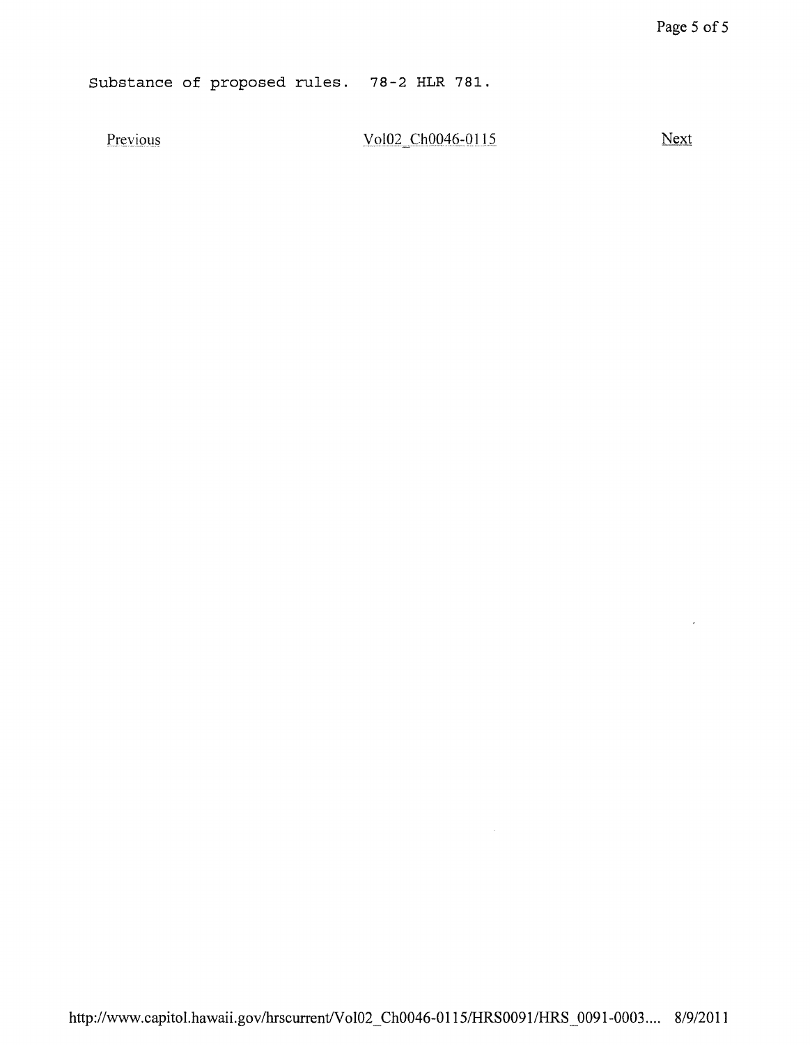Substance of proposed rules. 78-2 HLR 781.

Previous Vol02_Ch0046-0115 Next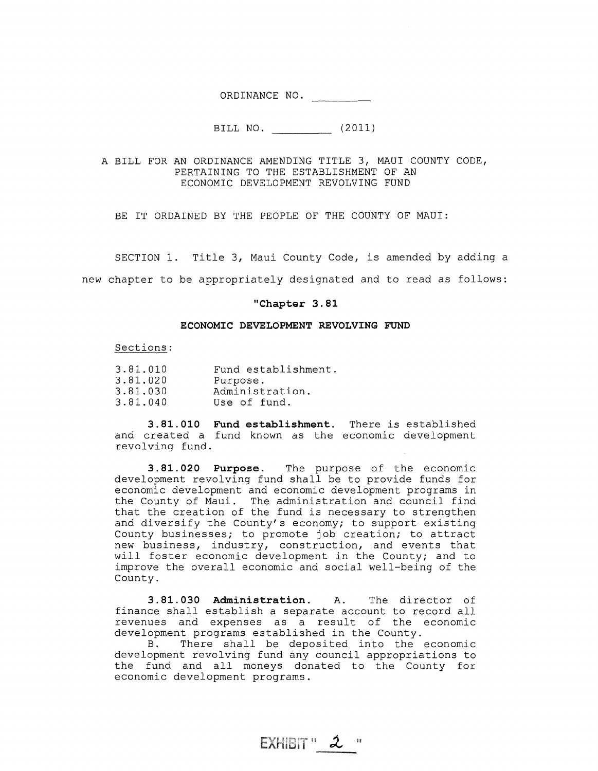ORDINANCE NO. \_\_\_\_\_\_\_\_\_

BILL NO. \_\_\_\_\_\_\_\_\_ (2011)

A BILL FOR AN ORDINANCE AMENDING TITLE 3, MAUI COUNTY CODE, PERTAINING TO THE ESTABLISHMENT OF AN ECONOMIC DEVELOPMENT REVOLVING FUND

BE IT ORDAINED BY THE PEOPLE OF THE COUNTY OF MAUI:

SECTION 1. Title 3, Maui County Code, is amended by adding a new chapter to be appropriately designated and to read as follows:

**"Chapter 3.81**

**ECONOMIC DEVELOPMENT REVOLVING FUND**

Sections:

| | |
|---|---|
| 3.81.010 | Fund establishment. |
| 3.81.020 | Purpose. |
| 3.81.030 | Administration. |
| 3.81.040 | Use of fund. |

**3.81.010 Fund establishment.** There is established and created a fund known as the economic development revolving fund.

**3.81.020 Purpose.** The purpose of the economic development revolving fund shall be to provide funds for economic development and economic development programs in the County of Maui. The administration and council find that the creation of the fund is necessary to strengthen and diversify the County's economy; to support existing County businesses; to promote job creation; to attract new business, industry, construction, and events that will foster economic development in the County; and to improve the overall economic and social well-being of the County.

**3.81.030 Administration.** A. The director of finance shall establish a separate account to record all revenues and expenses as a result of the economic development programs established in the County.

B. There shall be deposited into the economic development revolving fund any council appropriations to the fund and all moneys donated to the County for economic development programs.

EXHIBIT "2"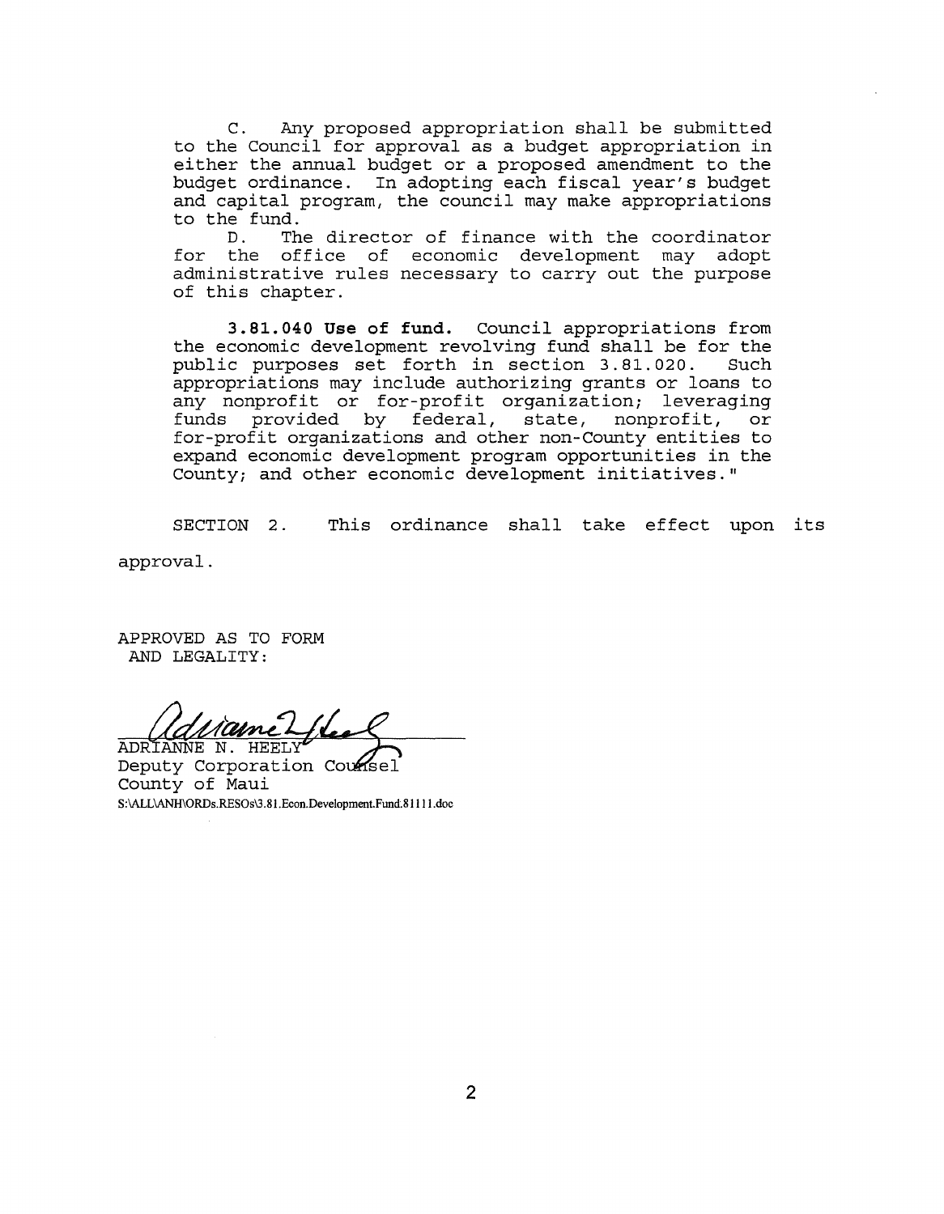C. Any proposed appropriation shall be submitted to the Council for approval as a budget appropriation in either the annual budget or a proposed amendment to the budget ordinance. In adopting each fiscal year's budget and capital program, the council may make appropriations to the fund.

D. The director of finance with the coordinator for the office of economic development may adopt administrative rules necessary to carry out the purpose of this chapter.

**3.81.040 Use of fund.** Council appropriations from the economic development revolving fund shall be for the public purposes set forth in section 3.81.020. Such appropriations may include authorizing grants or loans to any nonprofit or for-profit organization; leveraging funds provided by federal, state, nonprofit, or for-profit organizations and other non-County entities to expand economic development program opportunities in the County; and other economic development initiatives."

SECTION 2. This ordinance shall take effect upon its approval.

APPROVED AS TO FORM
AND LEGALITY:

ADRIANNE N. HEELY
Deputy Corporation Counsel
County of Maui
S:\ALL\ANH\ORDs.RESOs\3.81.Econ.Development.Fund.81111.doc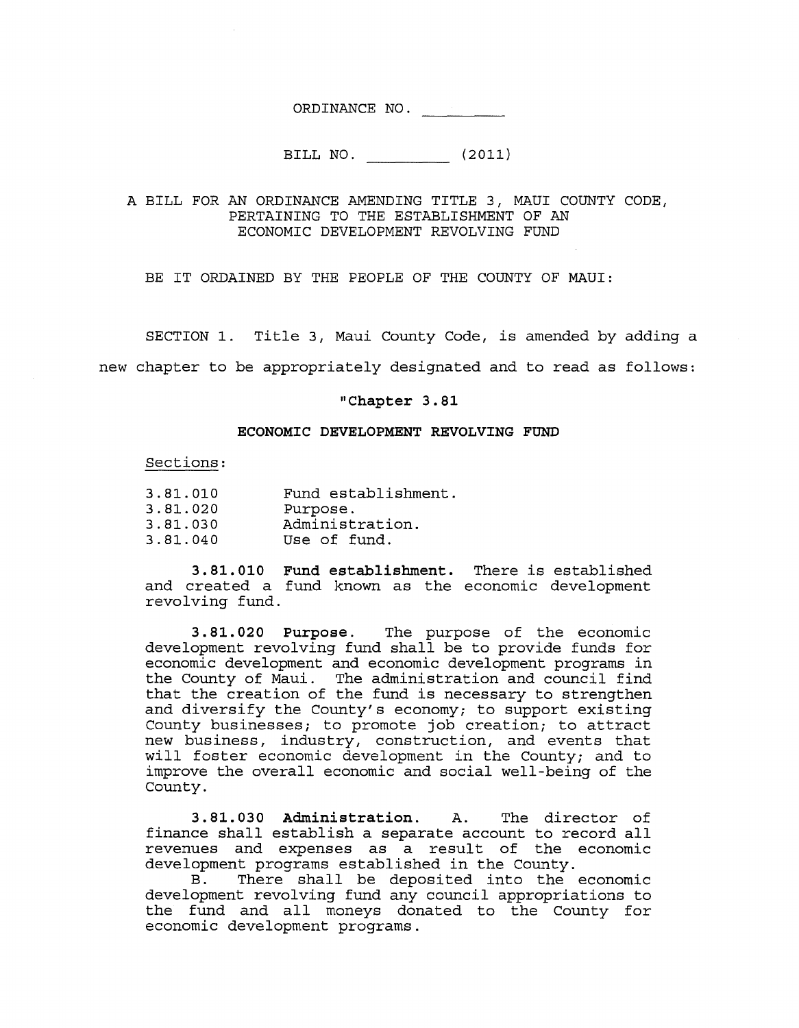ORDINANCE NO. __________

BILL NO. __________ (2011)

A BILL FOR AN ORDINANCE AMENDING TITLE 3, MAUI COUNTY CODE, PERTAINING TO THE ESTABLISHMENT OF AN ECONOMIC DEVELOPMENT REVOLVING FUND

BE IT ORDAINED BY THE PEOPLE OF THE COUNTY OF MAUI:

SECTION 1. Title 3, Maui County Code, is amended by adding a new chapter to be appropriately designated and to read as follows:

**"Chapter 3.81**

**ECONOMIC DEVELOPMENT REVOLVING FUND**

Sections:

| | |
|---|---|
| 3.81.010 | Fund establishment. |
| 3.81.020 | Purpose. |
| 3.81.030 | Administration. |
| 3.81.040 | Use of fund. |

**3.81.010 Fund establishment.** There is established and created a fund known as the economic development revolving fund.

**3.81.020 Purpose.** The purpose of the economic development revolving fund shall be to provide funds for economic development and economic development programs in the County of Maui. The administration and council find that the creation of the fund is necessary to strengthen and diversify the County's economy; to support existing County businesses; to promote job creation; to attract new business, industry, construction, and events that will foster economic development in the County; and to improve the overall economic and social well-being of the County.

**3.81.030 Administration.** A. The director of finance shall establish a separate account to record all revenues and expenses as a result of the economic development programs established in the County.

B. There shall be deposited into the economic development revolving fund any council appropriations to the fund and all moneys donated to the County for economic development programs.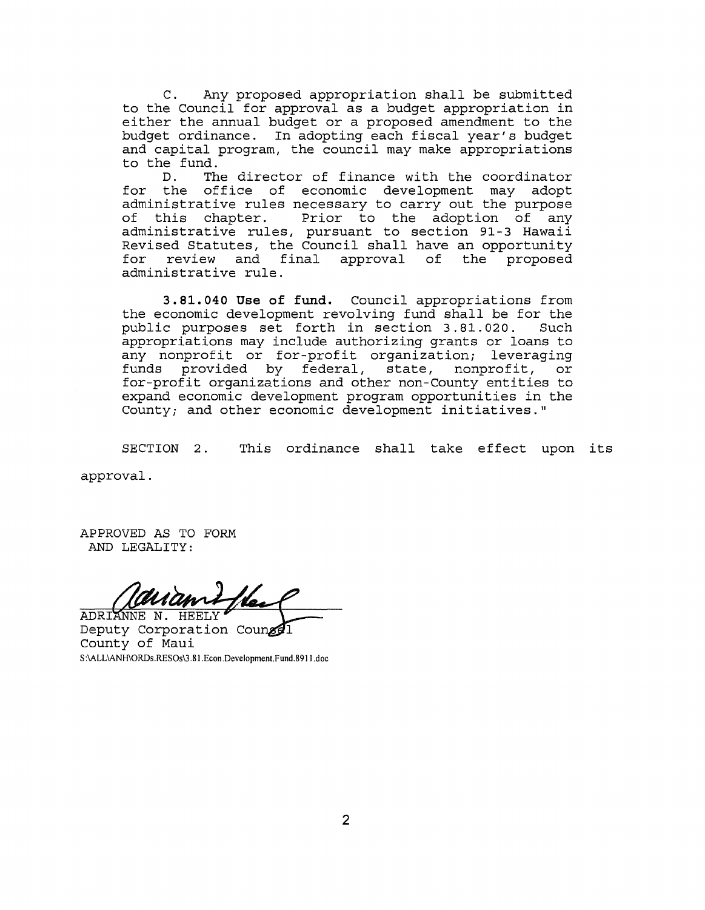C. Any proposed appropriation shall be submitted to the Council for approval as a budget appropriation in either the annual budget or a proposed amendment to the budget ordinance. In adopting each fiscal year's budget and capital program, the council may make appropriations to the fund.

D. The director of finance with the coordinator for the office of economic development may adopt administrative rules necessary to carry out the purpose of this chapter. Prior to the adoption of any administrative rules, pursuant to section 91-3 Hawaii Revised Statutes, the Council shall have an opportunity for review and final approval of the proposed administrative rule.

**3.81.040 Use of fund.** Council appropriations from the economic development revolving fund shall be for the public purposes set forth in section 3.81.020. Such appropriations may include authorizing grants or loans to any nonprofit or for-profit organization; leveraging funds provided by federal, state, nonprofit, or for-profit organizations and other non-County entities to expand economic development program opportunities in the County; and other economic development initiatives."

SECTION 2. This ordinance shall take effect upon its approval.

APPROVED AS TO FORM
AND LEGALITY:

ADRIANNE N. HEELY
Deputy Corporation Counsel
County of Maui
S:\ALL\ANH\ORDs.RESOs\3.81.Econ.Development.Fund.8911.doc